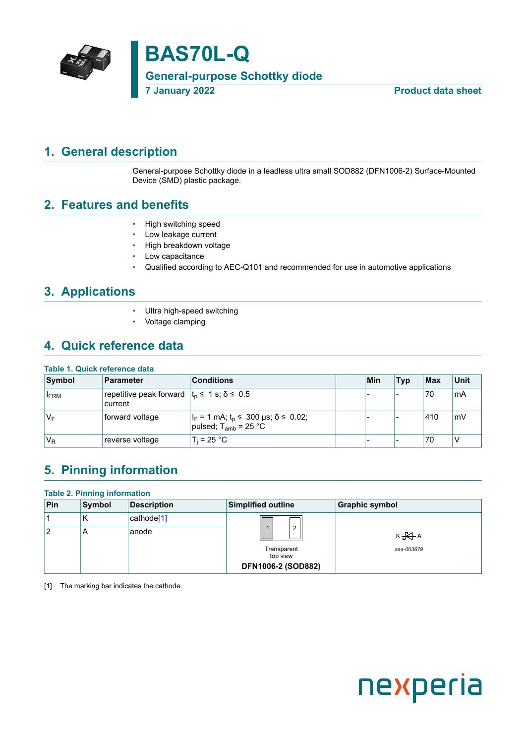# BAS70L-Q

## General-purpose Schottky diode

7 January 2022 — Product data sheet

## 1. General description

General-purpose Schottky diode in a leadless ultra small SOD882 (DFN1006-2) Surface-Mounted Device (SMD) plastic package.

## 2. Features and benefits

- High switching speed
- Low leakage current
- High breakdown voltage
- Low capacitance
- Qualified according to AEC-Q101 and recommended for use in automotive applications

## 3. Applications

- Ultra high-speed switching
- Voltage clamping

## 4. Quick reference data

**Table 1. Quick reference data**

| Symbol | Parameter | Conditions | | Min | Typ | Max | Unit |
|---|---|---|---|---|---|---|---|
| $I_{FRM}$ | repetitive peak forward current | $t_p \leq$ 1 s; $\delta \leq$ 0.5 | | - | - | 70 | mA |
| $V_F$ | forward voltage | $I_F$ = 1 mA; $t_p \leq$ 300 µs; $\delta \leq$ 0.02; pulsed; $T_{amb}$ = 25 °C | | - | - | 410 | mV |
| $V_R$ | reverse voltage | $T_j$ = 25 °C | | - | - | 70 | V |

## 5. Pinning information

**Table 2. Pinning information**

| Pin | Symbol | Description | Simplified outline | Graphic symbol |
|---|---|---|---|---|
| 1 | K | cathode[1] | Transparent top view DFN1006-2 (SOD882) | K A aaa-003679 |
| 2 | A | anode | | |

[1] The marking bar indicates the cathode.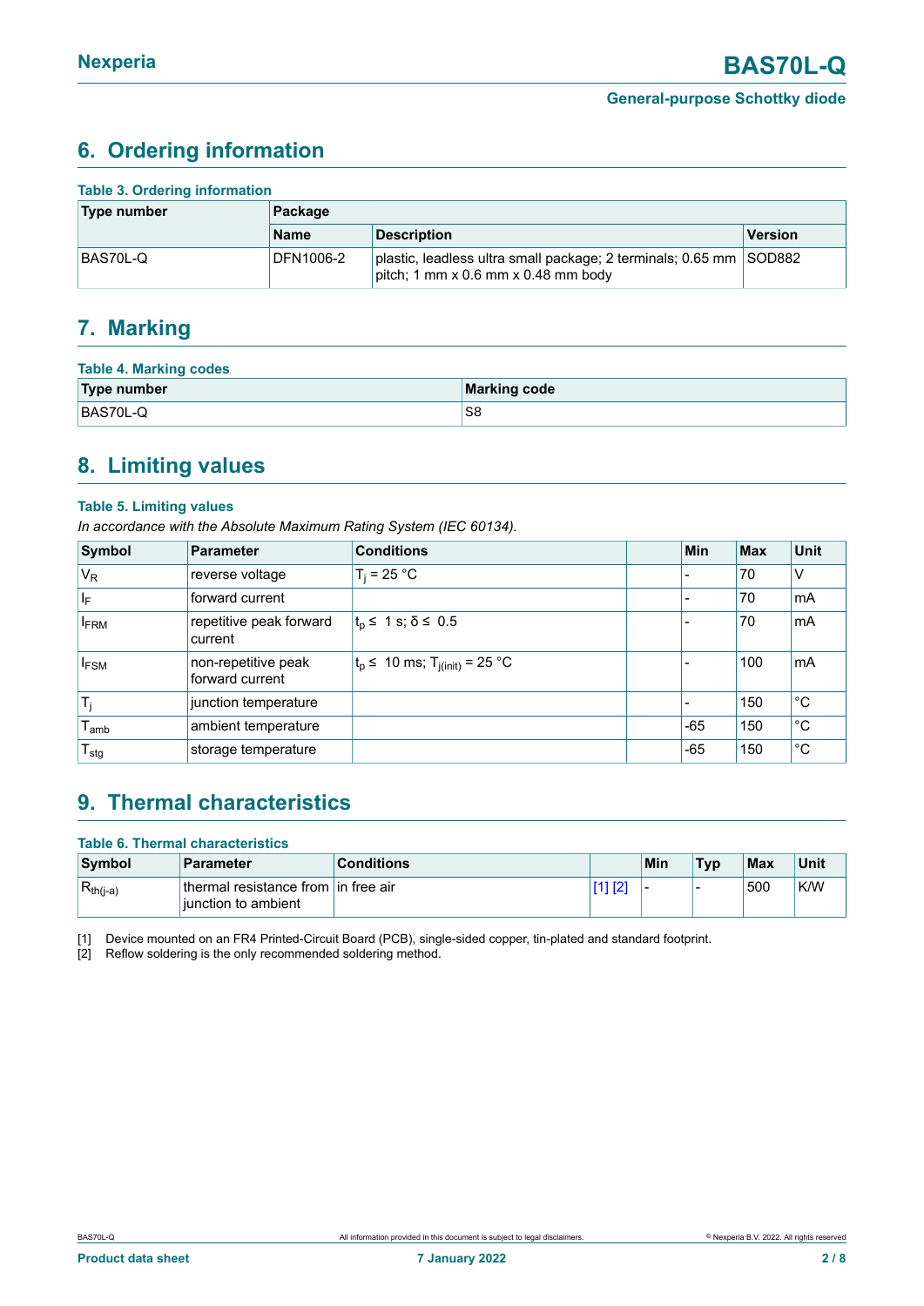## 6. Ordering information

**Table 3. Ordering information**

| Type number | Package | | |
|---|---|---|---|
| | Name | Description | Version |
| BAS70L-Q | DFN1006-2 | plastic, leadless ultra small package; 2 terminals; 0.65 mm pitch; 1 mm x 0.6 mm x 0.48 mm body | SOD882 |

## 7. Marking

**Table 4. Marking codes**

| Type number | Marking code |
|---|---|
| BAS70L-Q | S8 |

## 8. Limiting values

**Table 5. Limiting values**

*In accordance with the Absolute Maximum Rating System (IEC 60134).*

| Symbol | Parameter | Conditions | | Min | Max | Unit |
|---|---|---|---|---|---|---|
| $V_R$ | reverse voltage | $T_j$ = 25 °C | | - | 70 | V |
| $I_F$ | forward current | | | - | 70 | mA |
| $I_{FRM}$ | repetitive peak forward current | $t_p \leq$ 1 s; $\delta \leq$ 0.5 | | - | 70 | mA |
| $I_{FSM}$ | non-repetitive peak forward current | $t_p \leq$ 10 ms; $T_{j(init)}$ = 25 °C | | - | 100 | mA |
| $T_j$ | junction temperature | | | - | 150 | °C |
| $T_{amb}$ | ambient temperature | | | -65 | 150 | °C |
| $T_{stg}$ | storage temperature | | | -65 | 150 | °C |

## 9. Thermal characteristics

**Table 6. Thermal characteristics**

| Symbol | Parameter | Conditions | | Min | Typ | Max | Unit |
|---|---|---|---|---|---|---|---|
| $R_{th(j-a)}$ | thermal resistance from junction to ambient | in free air | [1] [2] | - | - | 500 | K/W |

[1] Device mounted on an FR4 Printed-Circuit Board (PCB), single-sided copper, tin-plated and standard footprint.

[2] Reflow soldering is the only recommended soldering method.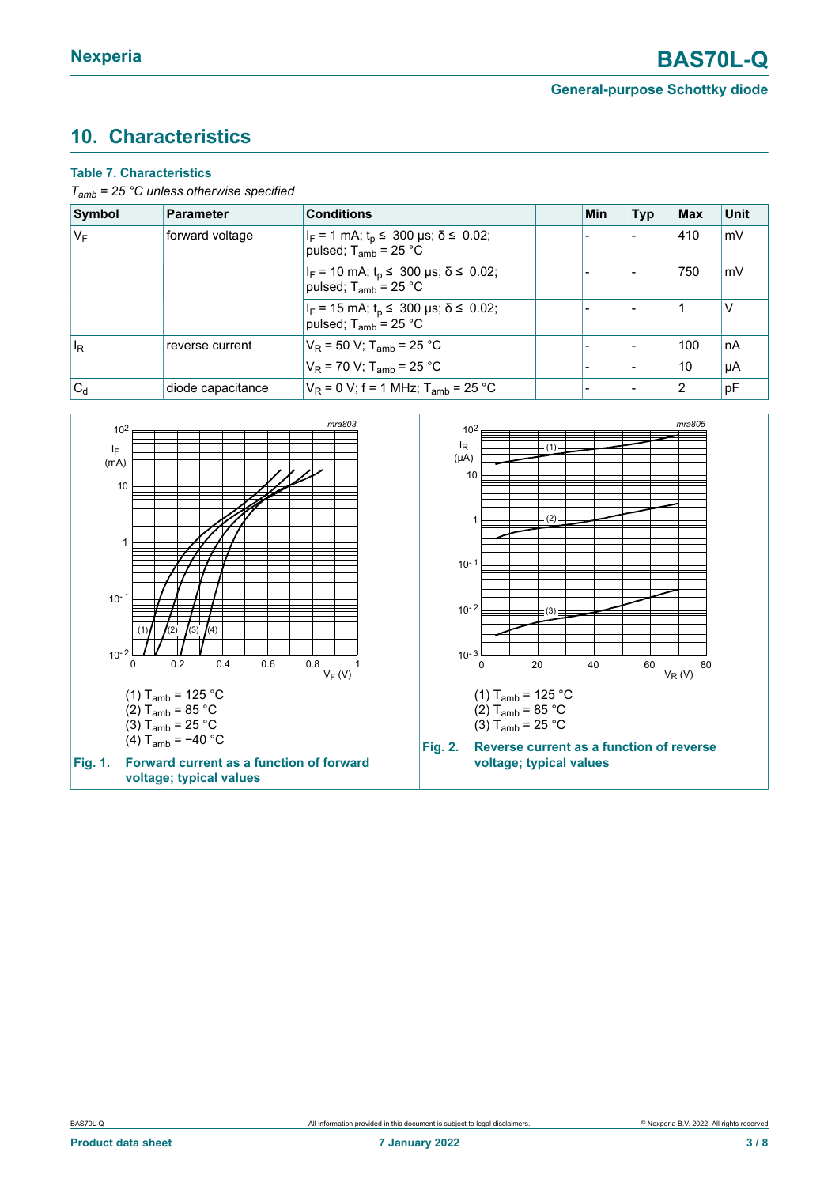## 10. Characteristics

**Table 7. Characteristics**

*$T_{amb}$ = 25 °C unless otherwise specified*

| Symbol | Parameter | Conditions | | Min | Typ | Max | Unit |
|---|---|---|---|---|---|---|---|
| $V_F$ | forward voltage | $I_F$ = 1 mA; $t_p$ ≤ 300 µs; δ ≤ 0.02; pulsed; $T_{amb}$ = 25 °C | | - | - | 410 | mV |
| | | $I_F$ = 10 mA; $t_p$ ≤ 300 µs; δ ≤ 0.02; pulsed; $T_{amb}$ = 25 °C | | - | - | 750 | mV |
| | | $I_F$ = 15 mA; $t_p$ ≤ 300 µs; δ ≤ 0.02; pulsed; $T_{amb}$ = 25 °C | | - | - | 1 | V |
| $I_R$ | reverse current | $V_R$ = 50 V; $T_{amb}$ = 25 °C | | - | - | 100 | nA |
| | | $V_R$ = 70 V; $T_{amb}$ = 25 °C | | - | - | 10 | µA |
| $C_d$ | diode capacitance | $V_R$ = 0 V; f = 1 MHz; $T_{amb}$ = 25 °C | | - | - | 2 | pF |

mra803

$I_F$ (mA)

$10^2$
10
1
$10^{-1}$
$10^{-2}$

0 0.2 0.4 0.6 0.8 1

$V_F$ (V)

(1) (2) (3) (4)

(1) $T_{amb}$ = 125 °C
(2) $T_{amb}$ = 85 °C
(3) $T_{amb}$ = 25 °C
(4) $T_{amb}$ = −40 °C

**Fig. 1. Forward current as a function of forward voltage; typical values**

mra805

$I_R$ (µA)

$10^2$
10
1
$10^{-1}$
$10^{-2}$
$10^{-3}$

0 20 40 60 80

$V_R$ (V)

(1) (2) (3)

(1) $T_{amb}$ = 125 °C
(2) $T_{amb}$ = 85 °C
(3) $T_{amb}$ = 25 °C

**Fig. 2. Reverse current as a function of reverse voltage; typical values**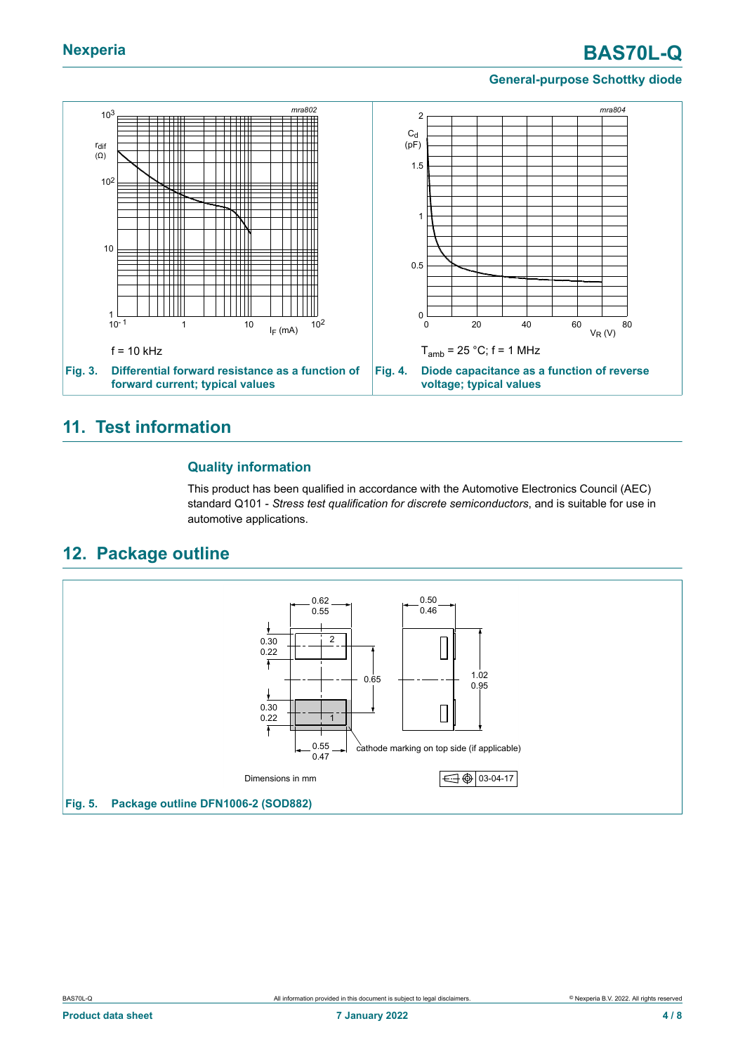mra802

$r_{dif}$ (Ω)

$10^3$

$10^2$

10

1

$10^{-1}$ 1 10 $10^2$

$I_F$ (mA)

f = 10 kHz

**Fig. 3. Differential forward resistance as a function of forward current; typical values**

mra804

$C_d$ (pF)

2

1.5

1

0.5

0

0 20 40 60 80

$V_R$ (V)

$T_{amb}$ = 25 °C; f = 1 MHz

**Fig. 4. Diode capacitance as a function of reverse voltage; typical values**

## 11. Test information

### Quality information

This product has been qualified in accordance with the Automotive Electronics Council (AEC) standard Q101 - *Stress test qualification for discrete semiconductors*, and is suitable for use in automotive applications.

## 12. Package outline

0.62
0.55

0.50
0.46

0.30
0.22

2

0.65

1.02
0.95

0.30
0.22

1

0.55
0.47

cathode marking on top side (if applicable)

Dimensions in mm

03-04-17

**Fig. 5. Package outline DFN1006-2 (SOD882)**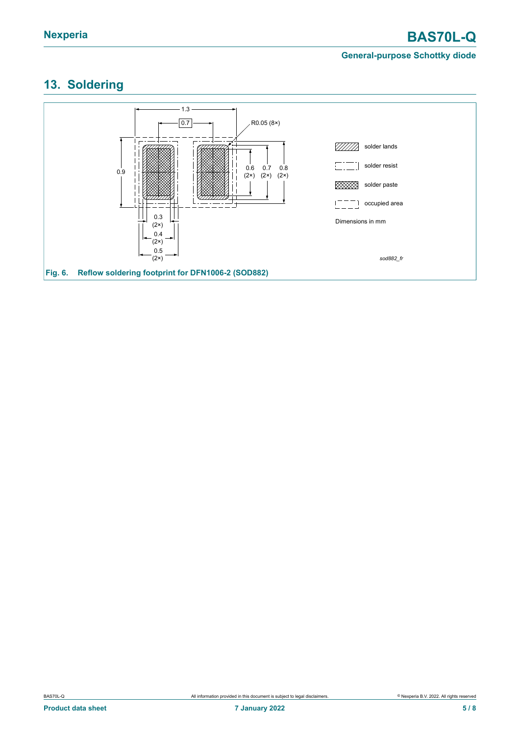## 13. Soldering

1.3

0.7

R0.05 (8×)

0.9

0.6 (2×)

0.7 (2×)

0.8 (2×)

0.3 (2×)

0.4 (2×)

0.5 (2×)

solder lands

solder resist

solder paste

occupied area

Dimensions in mm

*sod882_fr*

**Fig. 6. Reflow soldering footprint for DFN1006-2 (SOD882)**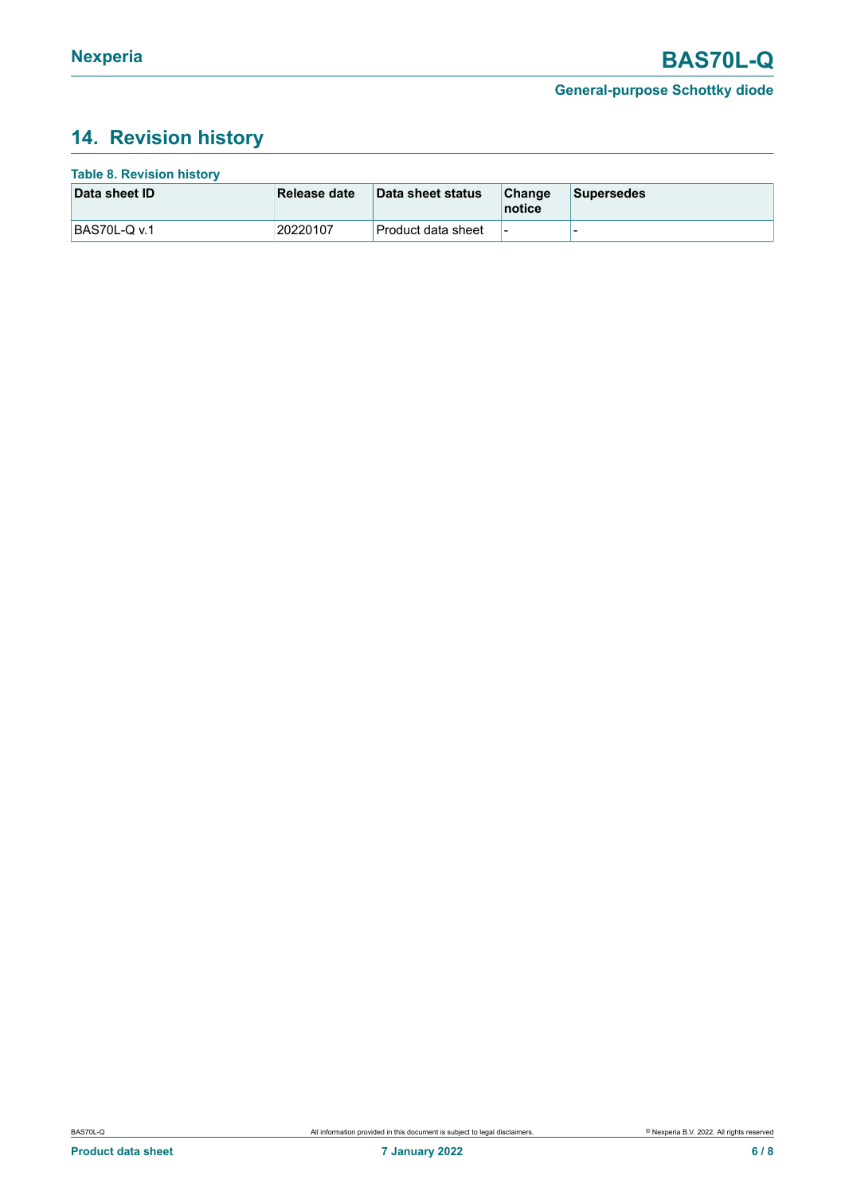## 14. Revision history

**Table 8. Revision history**

| Data sheet ID | Release date | Data sheet status | Change notice | Supersedes |
|---|---|---|---|---|
| BAS70L-Q v.1 | 20220107 | Product data sheet | - | - |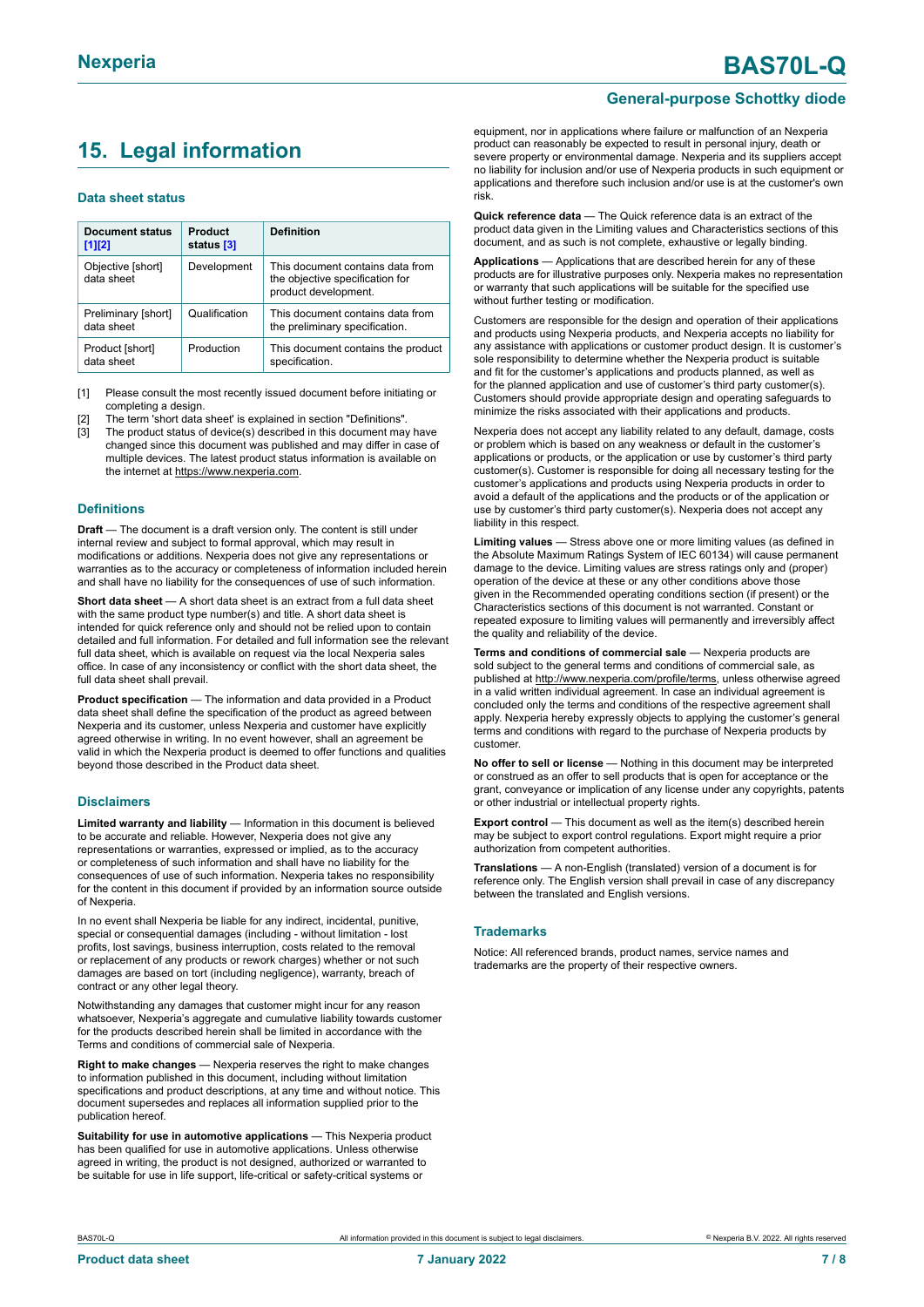## 15. Legal information

### Data sheet status

| Document status [1][2] | Product status [3] | Definition |
|---|---|---|
| Objective [short] data sheet | Development | This document contains data from the objective specification for product development. |
| Preliminary [short] data sheet | Qualification | This document contains data from the preliminary specification. |
| Product [short] data sheet | Production | This document contains the product specification. |

[1] Please consult the most recently issued document before initiating or completing a design.
[2] The term 'short data sheet' is explained in section "Definitions".
[3] The product status of device(s) described in this document may have changed since this document was published and may differ in case of multiple devices. The latest product status information is available on the internet at https://www.nexperia.com.

### Definitions

**Draft** — The document is a draft version only. The content is still under internal review and subject to formal approval, which may result in modifications or additions. Nexperia does not give any representations or warranties as to the accuracy or completeness of information included herein and shall have no liability for the consequences of use of such information.

**Short data sheet** — A short data sheet is an extract from a full data sheet with the same product type number(s) and title. A short data sheet is intended for quick reference only and should not be relied upon to contain detailed and full information. For detailed and full information see the relevant full data sheet, which is available on request via the local Nexperia sales office. In case of any inconsistency or conflict with the short data sheet, the full data sheet shall prevail.

**Product specification** — The information and data provided in a Product data sheet shall define the specification of the product as agreed between Nexperia and its customer, unless Nexperia and customer have explicitly agreed otherwise in writing. In no event however, shall an agreement be valid in which the Nexperia product is deemed to offer functions and qualities beyond those described in the Product data sheet.

### Disclaimers

**Limited warranty and liability** — Information in this document is believed to be accurate and reliable. However, Nexperia does not give any representations or warranties, expressed or implied, as to the accuracy or completeness of such information and shall have no liability for the consequences of use of such information. Nexperia takes no responsibility for the content in this document if provided by an information source outside of Nexperia.

In no event shall Nexperia be liable for any indirect, incidental, punitive, special or consequential damages (including - without limitation - lost profits, lost savings, business interruption, costs related to the removal or replacement of any products or rework charges) whether or not such damages are based on tort (including negligence), warranty, breach of contract or any other legal theory.

Notwithstanding any damages that customer might incur for any reason whatsoever, Nexperia's aggregate and cumulative liability towards customer for the products described herein shall be limited in accordance with the Terms and conditions of commercial sale of Nexperia.

**Right to make changes** — Nexperia reserves the right to make changes to information published in this document, including without limitation specifications and product descriptions, at any time and without notice. This document supersedes and replaces all information supplied prior to the publication hereof.

**Suitability for use in automotive applications** — This Nexperia product has been qualified for use in automotive applications. Unless otherwise agreed in writing, the product is not designed, authorized or warranted to be suitable for use in life support, life-critical or safety-critical systems or equipment, nor in applications where failure or malfunction of an Nexperia product can reasonably be expected to result in personal injury, death or severe property or environmental damage. Nexperia and its suppliers accept no liability for inclusion and/or use of Nexperia products in such equipment or applications and therefore such inclusion and/or use is at the customer's own risk.

**Quick reference data** — The Quick reference data is an extract of the product data given in the Limiting values and Characteristics sections of this document, and as such is not complete, exhaustive or legally binding.

**Applications** — Applications that are described herein for any of these products are for illustrative purposes only. Nexperia makes no representation or warranty that such applications will be suitable for the specified use without further testing or modification.

Customers are responsible for the design and operation of their applications and products using Nexperia products, and Nexperia accepts no liability for any assistance with applications or customer product design. It is customer's sole responsibility to determine whether the Nexperia product is suitable and fit for the customer's applications and products planned, as well as for the planned application and use of customer's third party customer(s). Customers should provide appropriate design and operating safeguards to minimize the risks associated with their applications and products.

Nexperia does not accept any liability related to any default, damage, costs or problem which is based on any weakness or default in the customer's applications or products, or the application or use by customer's third party customer(s). Customer is responsible for doing all necessary testing for the customer's applications and products using Nexperia products in order to avoid a default of the applications and the products or of the application or use by customer's third party customer(s). Nexperia does not accept any liability in this respect.

**Limiting values** — Stress above one or more limiting values (as defined in the Absolute Maximum Ratings System of IEC 60134) will cause permanent damage to the device. Limiting values are stress ratings only and (proper) operation of the device at these or any other conditions above those given in the Recommended operating conditions section (if present) or the Characteristics sections of this document is not warranted. Constant or repeated exposure to limiting values will permanently and irreversibly affect the quality and reliability of the device.

**Terms and conditions of commercial sale** — Nexperia products are sold subject to the general terms and conditions of commercial sale, as published at http://www.nexperia.com/profile/terms, unless otherwise agreed in a valid written individual agreement. In case an individual agreement is concluded only the terms and conditions of the respective agreement shall apply. Nexperia hereby expressly objects to applying the customer's general terms and conditions with regard to the purchase of Nexperia products by customer.

**No offer to sell or license** — Nothing in this document may be interpreted or construed as an offer to sell products that is open for acceptance or the grant, conveyance or implication of any license under any copyrights, patents or other industrial or intellectual property rights.

**Export control** — This document as well as the item(s) described herein may be subject to export control regulations. Export might require a prior authorization from competent authorities.

**Translations** — A non-English (translated) version of a document is for reference only. The English version shall prevail in case of any discrepancy between the translated and English versions.

### Trademarks

Notice: All referenced brands, product names, service names and trademarks are the property of their respective owners.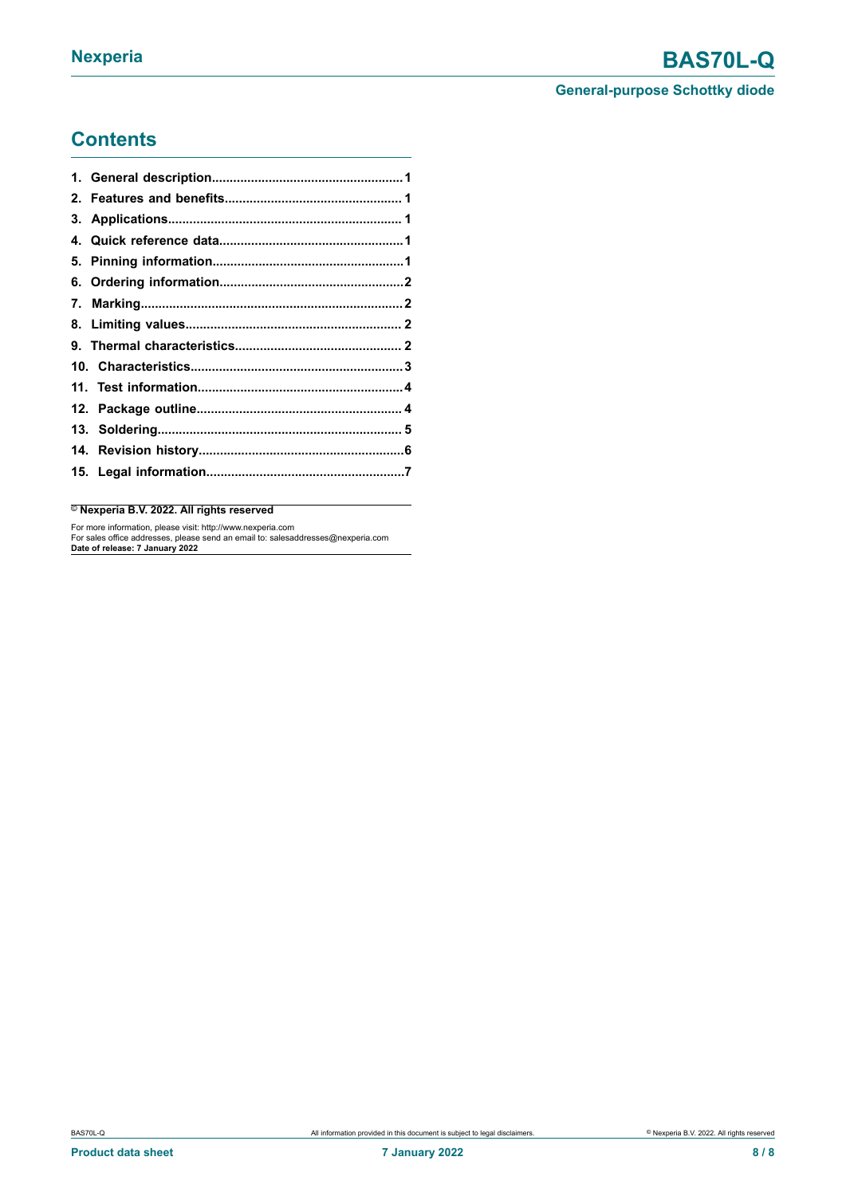## Contents

1. General description......1
2. Features and benefits......1
3. Applications......1
4. Quick reference data......1
5. Pinning information......1
6. Ordering information......2
7. Marking......2
8. Limiting values......2
9. Thermal characteristics......2
10. Characteristics......3
11. Test information......4
12. Package outline......4
13. Soldering......5
14. Revision history......6
15. Legal information......7

**© Nexperia B.V. 2022. All rights reserved**

For more information, please visit: http://www.nexperia.com
For sales office addresses, please send an email to: salesaddresses@nexperia.com
**Date of release: 7 January 2022**